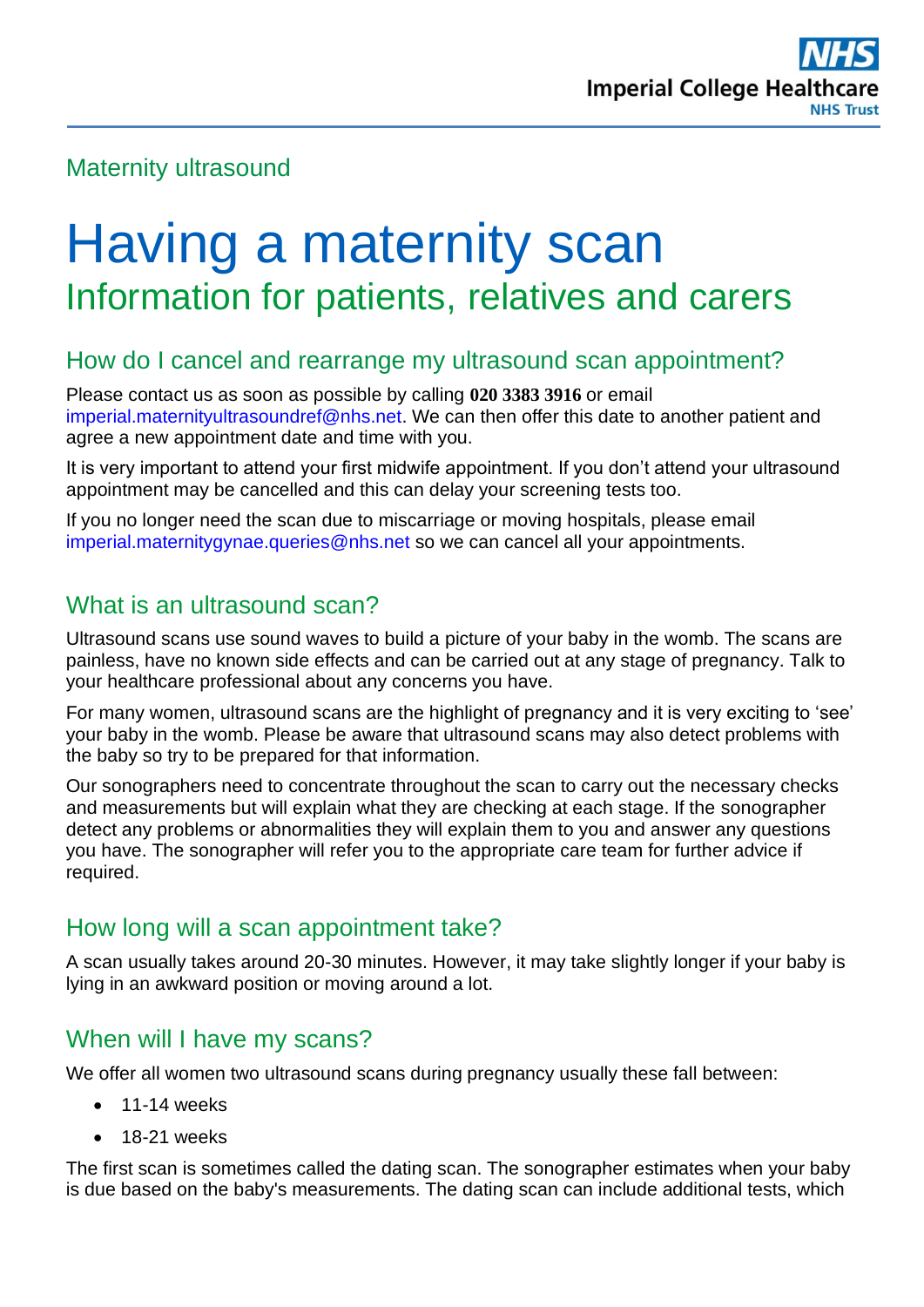Maternity ultrasound

# Having a maternity scan

## Information for patients, relatives and carers

## How do I cancel and rearrange my ultrasound scan appointment?

Please contact us as soon as possible by calling **020 3383 3916** or email imperial.maternityultrasoundref@nhs.net. We can then offer this date to another patient and agree a new appointment date and time with you.

It is very important to attend your first midwife appointment. If you don't attend your ultrasound appointment may be cancelled and this can delay your screening tests too.

If you no longer need the scan due to miscarriage or moving hospitals, please email imperial.maternitygynae.queries@nhs.net so we can cancel all your appointments.

## What is an ultrasound scan?

Ultrasound scans use sound waves to build a picture of your baby in the womb. The scans are painless, have no known side effects and can be carried out at any stage of pregnancy. Talk to your healthcare professional about any concerns you have.

For many women, ultrasound scans are the highlight of pregnancy and it is very exciting to 'see' your baby in the womb. Please be aware that ultrasound scans may also detect problems with the baby so try to be prepared for that information.

Our sonographers need to concentrate throughout the scan to carry out the necessary checks and measurements but will explain what they are checking at each stage. If the sonographer detect any problems or abnormalities they will explain them to you and answer any questions you have. The sonographer will refer you to the appropriate care team for further advice if required.

## How long will a scan appointment take?

A scan usually takes around 20-30 minutes. However, it may take slightly longer if your baby is lying in an awkward position or moving around a lot.

## When will I have my scans?

We offer all women two ultrasound scans during pregnancy usually these fall between:

- 11-14 weeks
- 18-21 weeks

The first scan is sometimes called the dating scan. The sonographer estimates when your baby is due based on the baby's measurements. The dating scan can include additional tests, which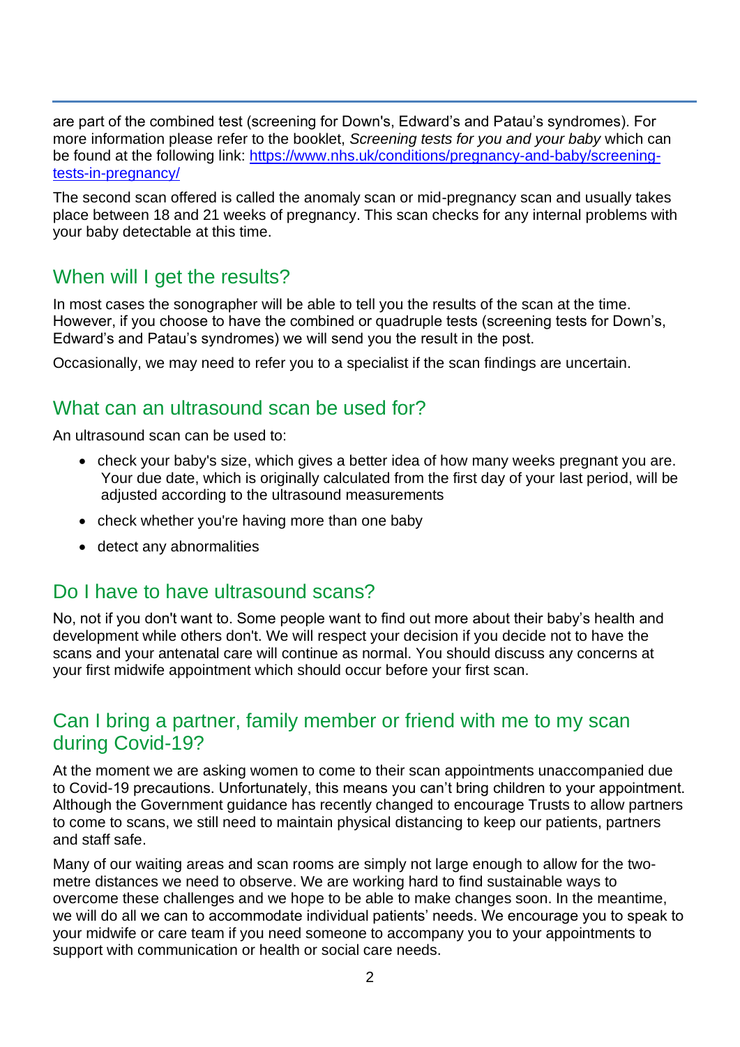are part of the combined test (screening for Down's, Edward's and Patau's syndromes). For more information please refer to the booklet, *Screening tests for you and your baby* which can be found at the following link: [https://www.nhs.uk/conditions/pregnancy-and-baby/screening-tests-in-pregnancy/](https://www.nhs.uk/conditions/pregnancy-and-baby/screening-tests-in-pregnancy/)

The second scan offered is called the anomaly scan or mid-pregnancy scan and usually takes place between 18 and 21 weeks of pregnancy. This scan checks for any internal problems with your baby detectable at this time.

## When will I get the results?

In most cases the sonographer will be able to tell you the results of the scan at the time. However, if you choose to have the combined or quadruple tests (screening tests for Down's, Edward's and Patau's syndromes) we will send you the result in the post.

Occasionally, we may need to refer you to a specialist if the scan findings are uncertain.

## What can an ultrasound scan be used for?

An ultrasound scan can be used to:

- check your baby's size, which gives a better idea of how many weeks pregnant you are. Your due date, which is originally calculated from the first day of your last period, will be adjusted according to the ultrasound measurements
- check whether you're having more than one baby
- detect any abnormalities

## Do I have to have ultrasound scans?

No, not if you don't want to. Some people want to find out more about their baby's health and development while others don't. We will respect your decision if you decide not to have the scans and your antenatal care will continue as normal. You should discuss any concerns at your first midwife appointment which should occur before your first scan.

## Can I bring a partner, family member or friend with me to my scan during Covid-19?

At the moment we are asking women to come to their scan appointments unaccompanied due to Covid-19 precautions. Unfortunately, this means you can't bring children to your appointment. Although the Government guidance has recently changed to encourage Trusts to allow partners to come to scans, we still need to maintain physical distancing to keep our patients, partners and staff safe.

Many of our waiting areas and scan rooms are simply not large enough to allow for the two-metre distances we need to observe. We are working hard to find sustainable ways to overcome these challenges and we hope to be able to make changes soon. In the meantime, we will do all we can to accommodate individual patients' needs. We encourage you to speak to your midwife or care team if you need someone to accompany you to your appointments to support with communication or health or social care needs.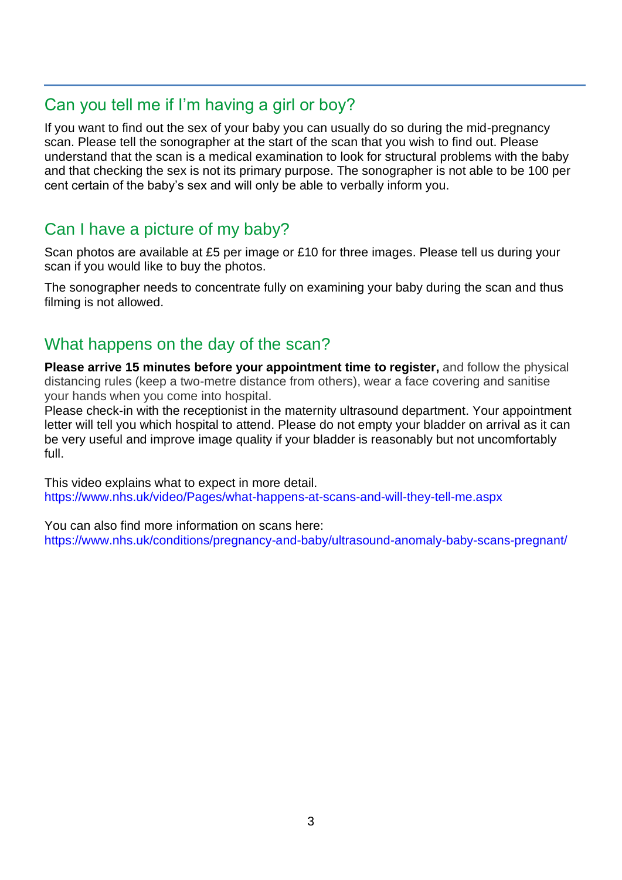## Can you tell me if I'm having a girl or boy?

If you want to find out the sex of your baby you can usually do so during the mid-pregnancy scan. Please tell the sonographer at the start of the scan that you wish to find out. Please understand that the scan is a medical examination to look for structural problems with the baby and that checking the sex is not its primary purpose. The sonographer is not able to be 100 per cent certain of the baby's sex and will only be able to verbally inform you.

## Can I have a picture of my baby?

Scan photos are available at £5 per image or £10 for three images. Please tell us during your scan if you would like to buy the photos.

The sonographer needs to concentrate fully on examining your baby during the scan and thus filming is not allowed.

## What happens on the day of the scan?

**Please arrive 15 minutes before your appointment time to register,** and follow the physical distancing rules (keep a two-metre distance from others), wear a face covering and sanitise your hands when you come into hospital.
Please check-in with the receptionist in the maternity ultrasound department. Your appointment letter will tell you which hospital to attend. Please do not empty your bladder on arrival as it can be very useful and improve image quality if your bladder is reasonably but not uncomfortably full.

This video explains what to expect in more detail.
https://www.nhs.uk/video/Pages/what-happens-at-scans-and-will-they-tell-me.aspx

You can also find more information on scans here:
https://www.nhs.uk/conditions/pregnancy-and-baby/ultrasound-anomaly-baby-scans-pregnant/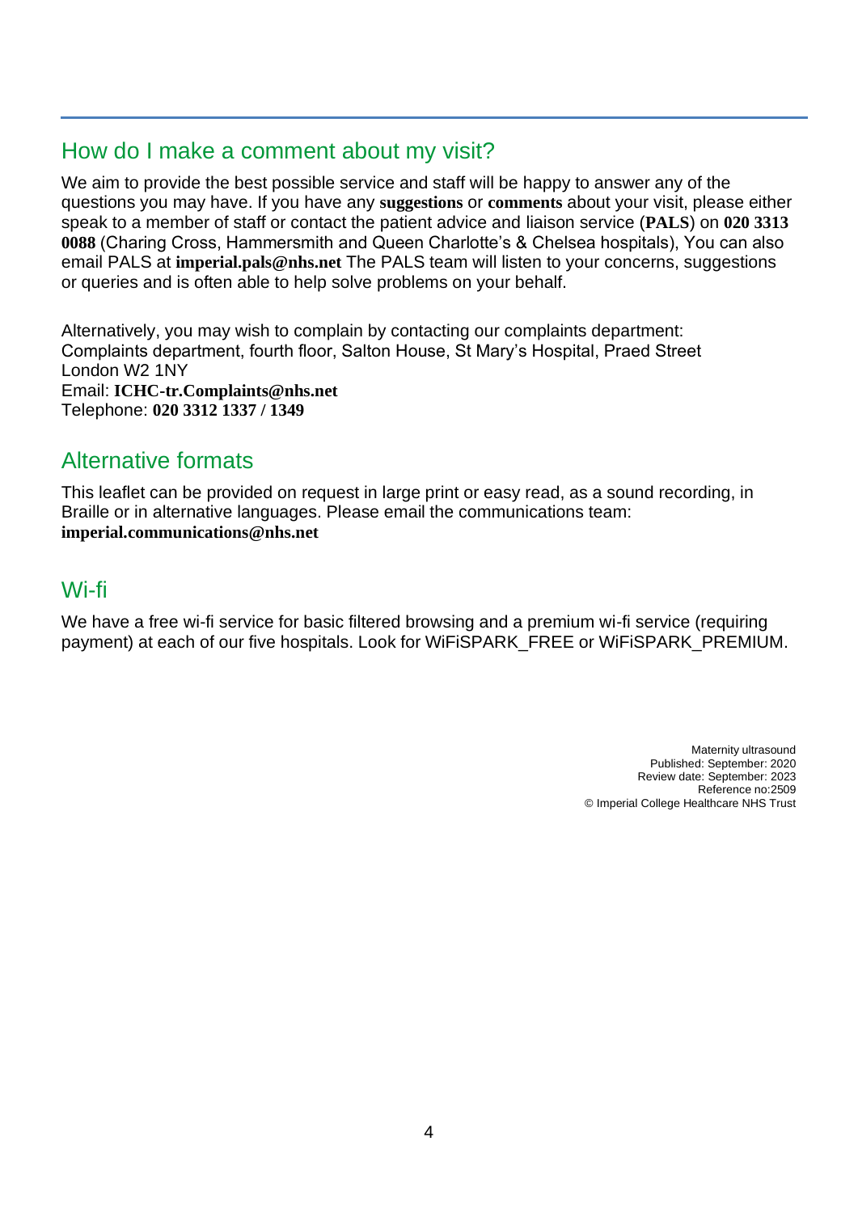## How do I make a comment about my visit?

We aim to provide the best possible service and staff will be happy to answer any of the questions you may have. If you have any **suggestions** or **comments** about your visit, please either speak to a member of staff or contact the patient advice and liaison service (**PALS**) on **020 3313 0088** (Charing Cross, Hammersmith and Queen Charlotte's & Chelsea hospitals), You can also email PALS at **imperial.pals@nhs.net** The PALS team will listen to your concerns, suggestions or queries and is often able to help solve problems on your behalf.

Alternatively, you may wish to complain by contacting our complaints department:
Complaints department, fourth floor, Salton House, St Mary's Hospital, Praed Street
London W2 1NY
Email: **ICHC-tr.Complaints@nhs.net**
Telephone: **020 3312 1337** / **1349**

## Alternative formats

This leaflet can be provided on request in large print or easy read, as a sound recording, in Braille or in alternative languages. Please email the communications team: **imperial.communications@nhs.net**

## Wi-fi

We have a free wi-fi service for basic filtered browsing and a premium wi-fi service (requiring payment) at each of our five hospitals. Look for WiFiSPARK_FREE or WiFiSPARK_PREMIUM.

Maternity ultrasound
Published: September: 2020
Review date: September: 2023
Reference no:2509
© Imperial College Healthcare NHS Trust